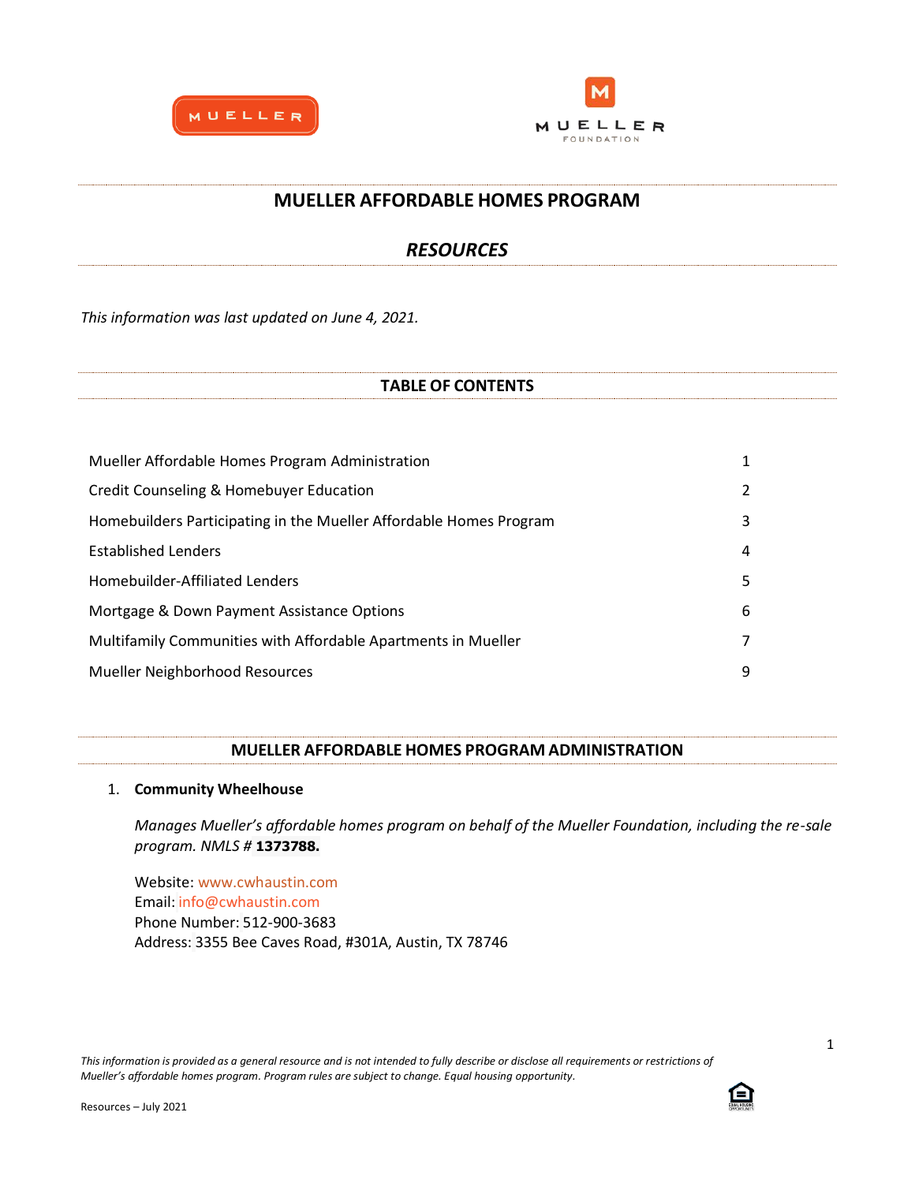# MUELLER AFFORDABLE HOMES PROGRAM

## *RESOURCES*

*This information was last updated on June 4, 2021.*

## TABLE OF CONTENTS

| | |
|---|---|
| Mueller Affordable Homes Program Administration | 1 |
| Credit Counseling & Homebuyer Education | 2 |
| Homebuilders Participating in the Mueller Affordable Homes Program | 3 |
| Established Lenders | 4 |
| Homebuilder-Affiliated Lenders | 5 |
| Mortgage & Down Payment Assistance Options | 6 |
| Multifamily Communities with Affordable Apartments in Mueller | 7 |
| Mueller Neighborhood Resources | 9 |

## MUELLER AFFORDABLE HOMES PROGRAM ADMINISTRATION

1. **Community Wheelhouse**

   *Manages Mueller's affordable homes program on behalf of the Mueller Foundation, including the re-sale program. NMLS #* **1373788.**

   Website: www.cwhaustin.com
   Email: info@cwhaustin.com
   Phone Number: 512-900-3683
   Address: 3355 Bee Caves Road, #301A, Austin, TX 78746

*This information is provided as a general resource and is not intended to fully describe or disclose all requirements or restrictions of Mueller's affordable homes program. Program rules are subject to change. Equal housing opportunity.*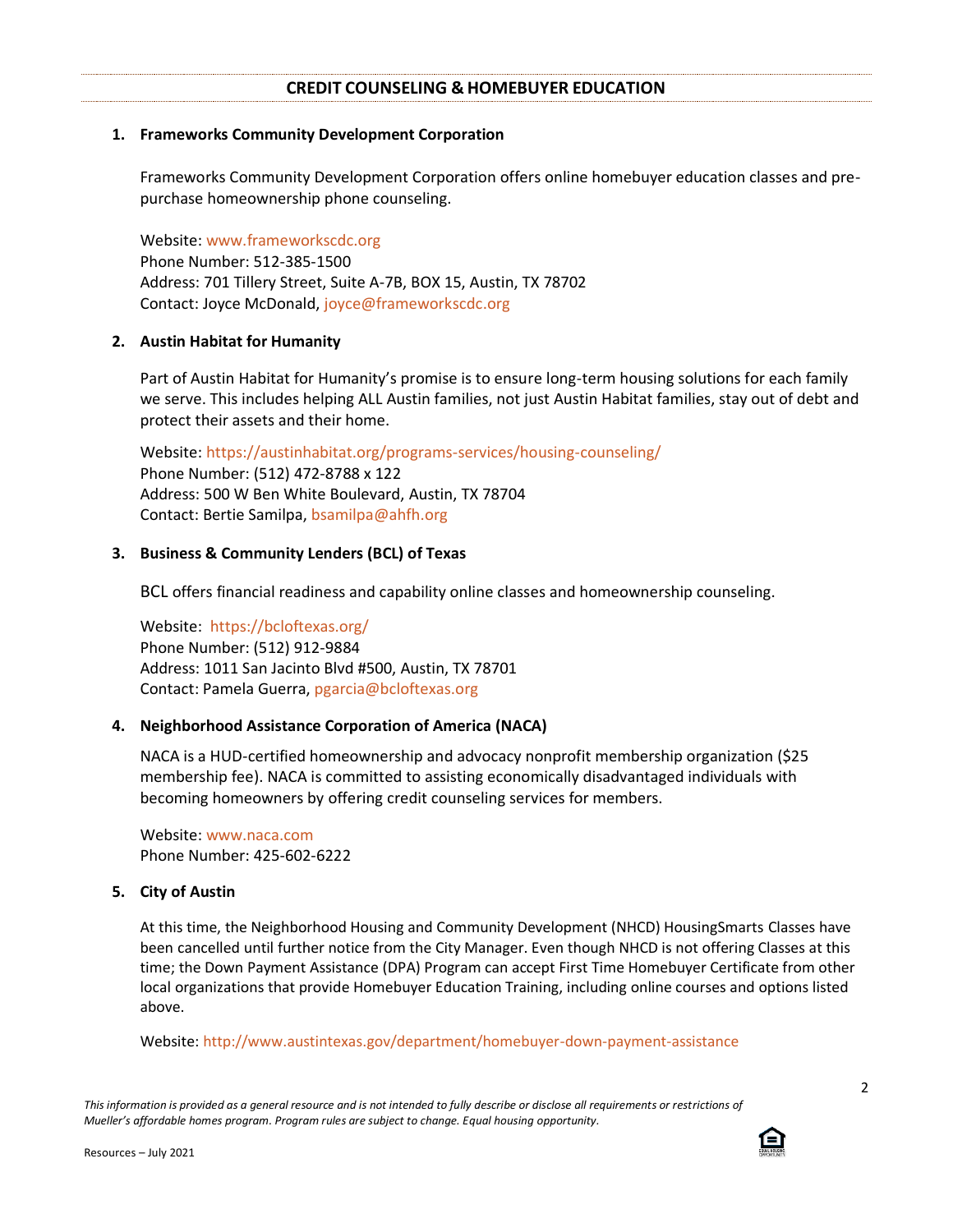## CREDIT COUNSELING & HOMEBUYER EDUCATION

1. **Frameworks Community Development Corporation**

   Frameworks Community Development Corporation offers online homebuyer education classes and pre-purchase homeownership phone counseling.

   Website: www.frameworkscdc.org
   Phone Number: 512-385-1500
   Address: 701 Tillery Street, Suite A-7B, BOX 15, Austin, TX 78702
   Contact: Joyce McDonald, joyce@frameworkscdc.org

2. **Austin Habitat for Humanity**

   Part of Austin Habitat for Humanity's promise is to ensure long-term housing solutions for each family we serve. This includes helping ALL Austin families, not just Austin Habitat families, stay out of debt and protect their assets and their home.

   Website: https://austinhabitat.org/programs-services/housing-counseling/
   Phone Number: (512) 472-8788 x 122
   Address: 500 W Ben White Boulevard, Austin, TX 78704
   Contact: Bertie Samilpa, bsamilpa@ahfh.org

3. **Business & Community Lenders (BCL) of Texas**

   BCL offers financial readiness and capability online classes and homeownership counseling.

   Website: https://bcloftexas.org/
   Phone Number: (512) 912-9884
   Address: 1011 San Jacinto Blvd #500, Austin, TX 78701
   Contact: Pamela Guerra, pgarcia@bcloftexas.org

4. **Neighborhood Assistance Corporation of America (NACA)**

   NACA is a HUD-certified homeownership and advocacy nonprofit membership organization ($25 membership fee). NACA is committed to assisting economically disadvantaged individuals with becoming homeowners by offering credit counseling services for members.

   Website: www.naca.com
   Phone Number: 425-602-6222

5. **City of Austin**

   At this time, the Neighborhood Housing and Community Development (NHCD) HousingSmarts Classes have been cancelled until further notice from the City Manager. Even though NHCD is not offering Classes at this time; the Down Payment Assistance (DPA) Program can accept First Time Homebuyer Certificate from other local organizations that provide Homebuyer Education Training, including online courses and options listed above.

   Website: http://www.austintexas.gov/department/homebuyer-down-payment-assistance

*This information is provided as a general resource and is not intended to fully describe or disclose all requirements or restrictions of Mueller's affordable homes program. Program rules are subject to change. Equal housing opportunity.*

Resources – July 2021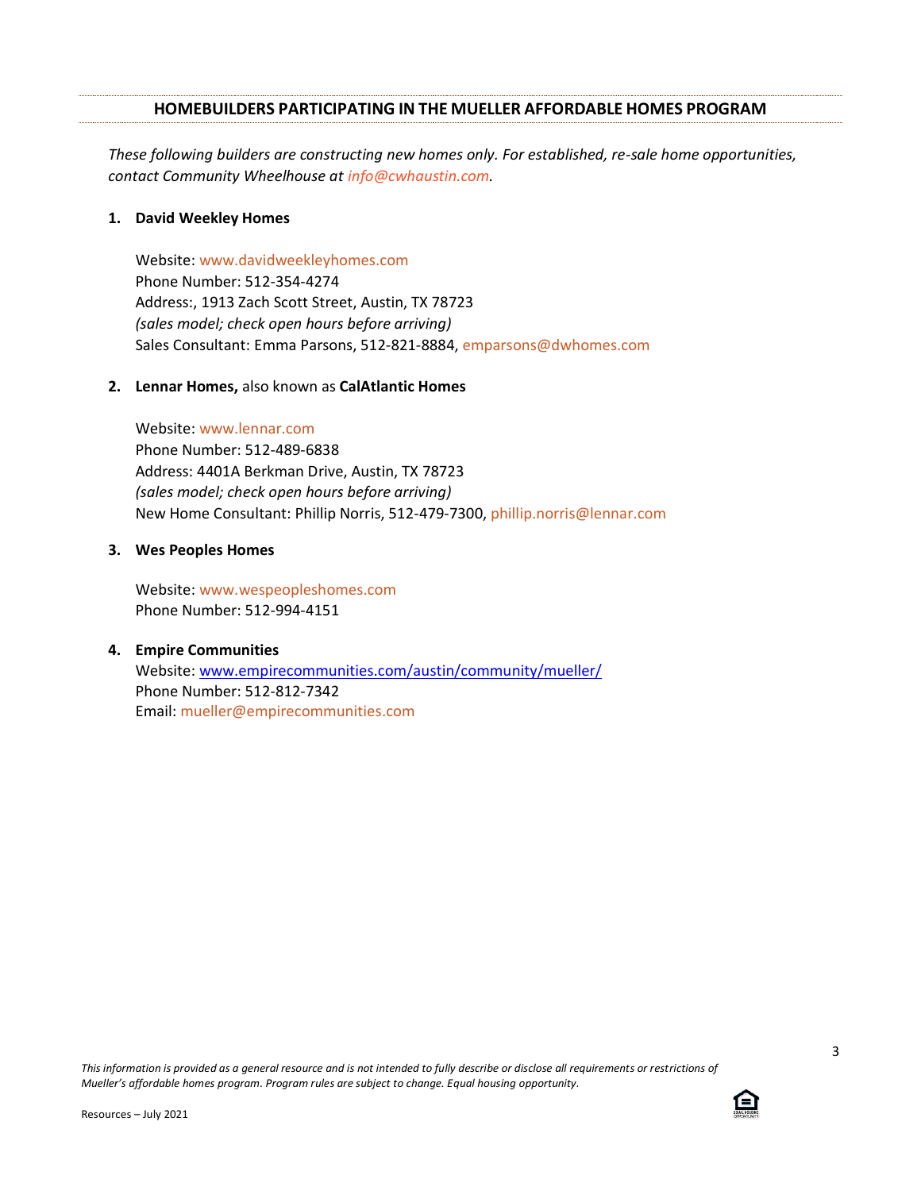## HOMEBUILDERS PARTICIPATING IN THE MUELLER AFFORDABLE HOMES PROGRAM

*These following builders are constructing new homes only. For established, re-sale home opportunities, contact Community Wheelhouse at info@cwhaustin.com.*

1. **David Weekley Homes**

   Website: www.davidweekleyhomes.com
   Phone Number: 512-354-4274
   Address:, 1913 Zach Scott Street, Austin, TX 78723
   *(sales model; check open hours before arriving)*
   Sales Consultant: Emma Parsons, 512-821-8884, emparsons@dwhomes.com

2. **Lennar Homes,** also known as **CalAtlantic Homes**

   Website: www.lennar.com
   Phone Number: 512-489-6838
   Address: 4401A Berkman Drive, Austin, TX 78723
   *(sales model; check open hours before arriving)*
   New Home Consultant: Phillip Norris, 512-479-7300, phillip.norris@lennar.com

3. **Wes Peoples Homes**

   Website: www.wespeopleshomes.com
   Phone Number: 512-994-4151

4. **Empire Communities**
   Website: www.empirecommunities.com/austin/community/mueller/
   Phone Number: 512-812-7342
   Email: mueller@empirecommunities.com

*This information is provided as a general resource and is not intended to fully describe or disclose all requirements or restrictions of Mueller's affordable homes program. Program rules are subject to change. Equal housing opportunity.*

Resources – July 2021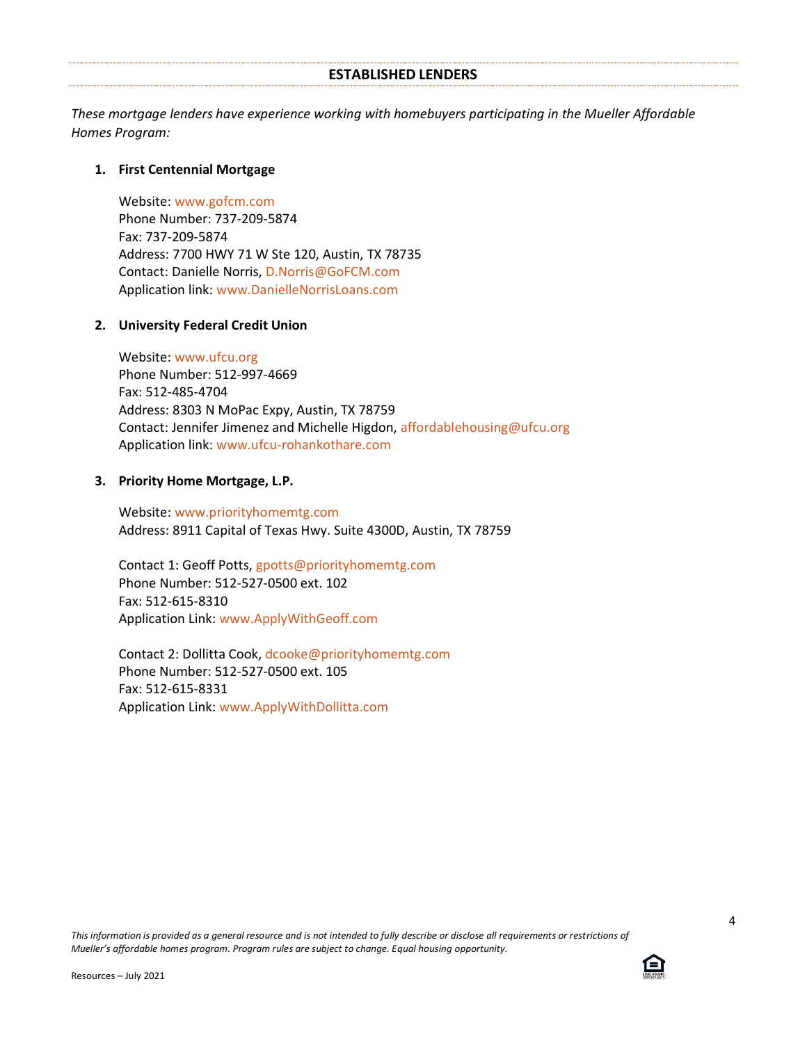## ESTABLISHED LENDERS

*These mortgage lenders have experience working with homebuyers participating in the Mueller Affordable Homes Program:*

1. **First Centennial Mortgage**

   Website: www.gofcm.com
   Phone Number: 737-209-5874
   Fax: 737-209-5874
   Address: 7700 HWY 71 W Ste 120, Austin, TX 78735
   Contact: Danielle Norris, D.Norris@GoFCM.com
   Application link: www.DanielleNorrisLoans.com

2. **University Federal Credit Union**

   Website: www.ufcu.org
   Phone Number: 512-997-4669
   Fax: 512-485-4704
   Address: 8303 N MoPac Expy, Austin, TX 78759
   Contact: Jennifer Jimenez and Michelle Higdon, affordablehousing@ufcu.org
   Application link: www.ufcu-rohankothare.com

3. **Priority Home Mortgage, L.P.**

   Website: www.priorityhomemtg.com
   Address: 8911 Capital of Texas Hwy. Suite 4300D, Austin, TX 78759

   Contact 1: Geoff Potts, gpotts@priorityhomemtg.com
   Phone Number: 512-527-0500 ext. 102
   Fax: 512-615-8310
   Application Link: www.ApplyWithGeoff.com

   Contact 2: Dollitta Cook, dcooke@priorityhomemtg.com
   Phone Number: 512-527-0500 ext. 105
   Fax: 512-615-8331
   Application Link: www.ApplyWithDollitta.com

*This information is provided as a general resource and is not intended to fully describe or disclose all requirements or restrictions of Mueller's affordable homes program. Program rules are subject to change. Equal housing opportunity.*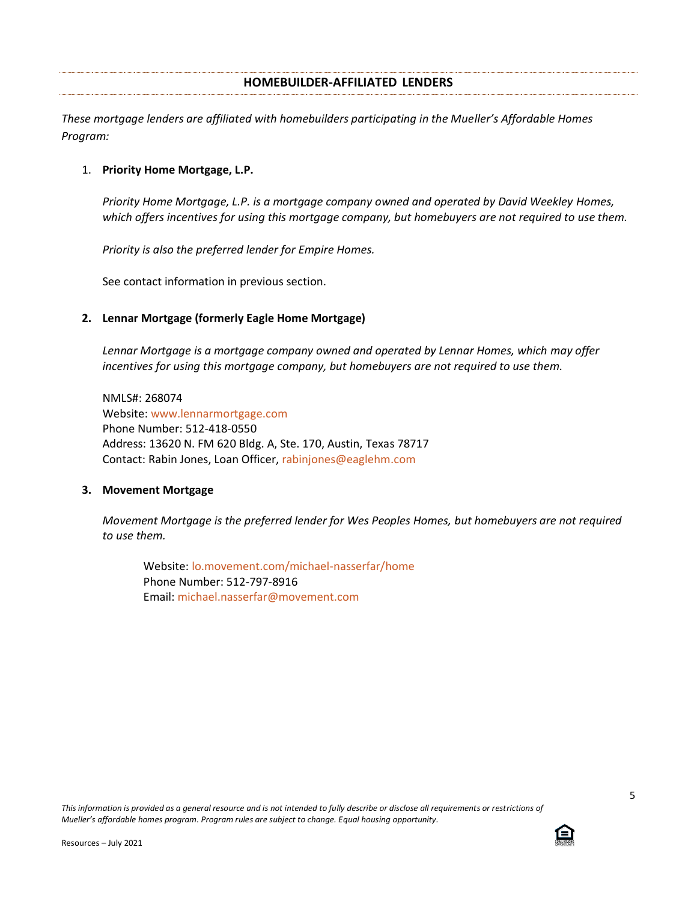## HOMEBUILDER-AFFILIATED LENDERS

*These mortgage lenders are affiliated with homebuilders participating in the Mueller's Affordable Homes Program:*

1. **Priority Home Mortgage, L.P.**

   *Priority Home Mortgage, L.P. is a mortgage company owned and operated by David Weekley Homes, which offers incentives for using this mortgage company, but homebuyers are not required to use them.*

   *Priority is also the preferred lender for Empire Homes.*

   See contact information in previous section.

2. **Lennar Mortgage (formerly Eagle Home Mortgage)**

   *Lennar Mortgage is a mortgage company owned and operated by Lennar Homes, which may offer incentives for using this mortgage company, but homebuyers are not required to use them.*

   NMLS#: 268074
   Website: www.lennarmortgage.com
   Phone Number: 512-418-0550
   Address: 13620 N. FM 620 Bldg. A, Ste. 170, Austin, Texas 78717
   Contact: Rabin Jones, Loan Officer, rabinjones@eaglehm.com

3. **Movement Mortgage**

   *Movement Mortgage is the preferred lender for Wes Peoples Homes, but homebuyers are not required to use them.*

   Website: lo.movement.com/michael-nasserfar/home
   Phone Number: 512-797-8916
   Email: michael.nasserfar@movement.com

*This information is provided as a general resource and is not intended to fully describe or disclose all requirements or restrictions of Mueller's affordable homes program. Program rules are subject to change. Equal housing opportunity.*

Resources – July 2021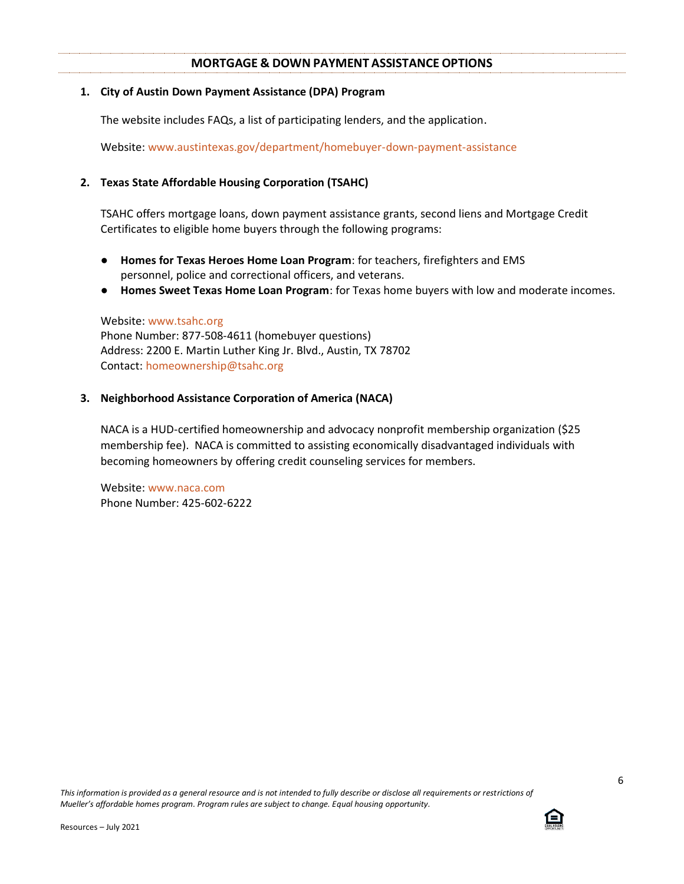## MORTGAGE & DOWN PAYMENT ASSISTANCE OPTIONS

**1. City of Austin Down Payment Assistance (DPA) Program**

The website includes FAQs, a list of participating lenders, and the application.

Website: www.austintexas.gov/department/homebuyer-down-payment-assistance

**2. Texas State Affordable Housing Corporation (TSAHC)**

TSAHC offers mortgage loans, down payment assistance grants, second liens and Mortgage Credit Certificates to eligible home buyers through the following programs:

- **Homes for Texas Heroes Home Loan Program**: for teachers, firefighters and EMS personnel, police and correctional officers, and veterans.
- **Homes Sweet Texas Home Loan Program**: for Texas home buyers with low and moderate incomes.

Website: www.tsahc.org
Phone Number: 877-508-4611 (homebuyer questions)
Address: 2200 E. Martin Luther King Jr. Blvd., Austin, TX 78702
Contact: homeownership@tsahc.org

**3. Neighborhood Assistance Corporation of America (NACA)**

NACA is a HUD-certified homeownership and advocacy nonprofit membership organization ($25 membership fee). NACA is committed to assisting economically disadvantaged individuals with becoming homeowners by offering credit counseling services for members.

Website: www.naca.com
Phone Number: 425-602-6222

*This information is provided as a general resource and is not intended to fully describe or disclose all requirements or restrictions of Mueller's affordable homes program. Program rules are subject to change. Equal housing opportunity.*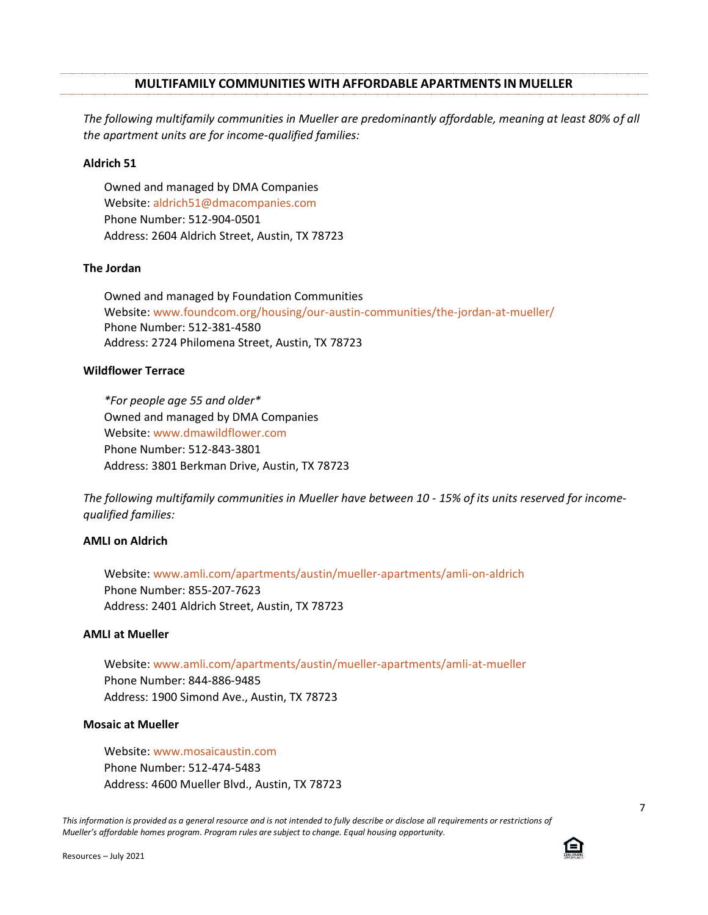## MULTIFAMILY COMMUNITIES WITH AFFORDABLE APARTMENTS IN MUELLER

*The following multifamily communities in Mueller are predominantly affordable, meaning at least 80% of all the apartment units are for income-qualified families:*

**Aldrich 51**

Owned and managed by DMA Companies
Website: aldrich51@dmacompanies.com
Phone Number: 512-904-0501
Address: 2604 Aldrich Street, Austin, TX 78723

**The Jordan**

Owned and managed by Foundation Communities
Website: www.foundcom.org/housing/our-austin-communities/the-jordan-at-mueller/
Phone Number: 512-381-4580
Address: 2724 Philomena Street, Austin, TX 78723

**Wildflower Terrace**

*\*For people age 55 and older\**
Owned and managed by DMA Companies
Website: www.dmawildflower.com
Phone Number: 512-843-3801
Address: 3801 Berkman Drive, Austin, TX 78723

*The following multifamily communities in Mueller have between 10 - 15% of its units reserved for income-qualified families:*

**AMLI on Aldrich**

Website: www.amli.com/apartments/austin/mueller-apartments/amli-on-aldrich
Phone Number: 855-207-7623
Address: 2401 Aldrich Street, Austin, TX 78723

**AMLI at Mueller**

Website: www.amli.com/apartments/austin/mueller-apartments/amli-at-mueller
Phone Number: 844-886-9485
Address: 1900 Simond Ave., Austin, TX 78723

**Mosaic at Mueller**

Website: www.mosaicaustin.com
Phone Number: 512-474-5483
Address: 4600 Mueller Blvd., Austin, TX 78723

*This information is provided as a general resource and is not intended to fully describe or disclose all requirements or restrictions of Mueller's affordable homes program. Program rules are subject to change. Equal housing opportunity.*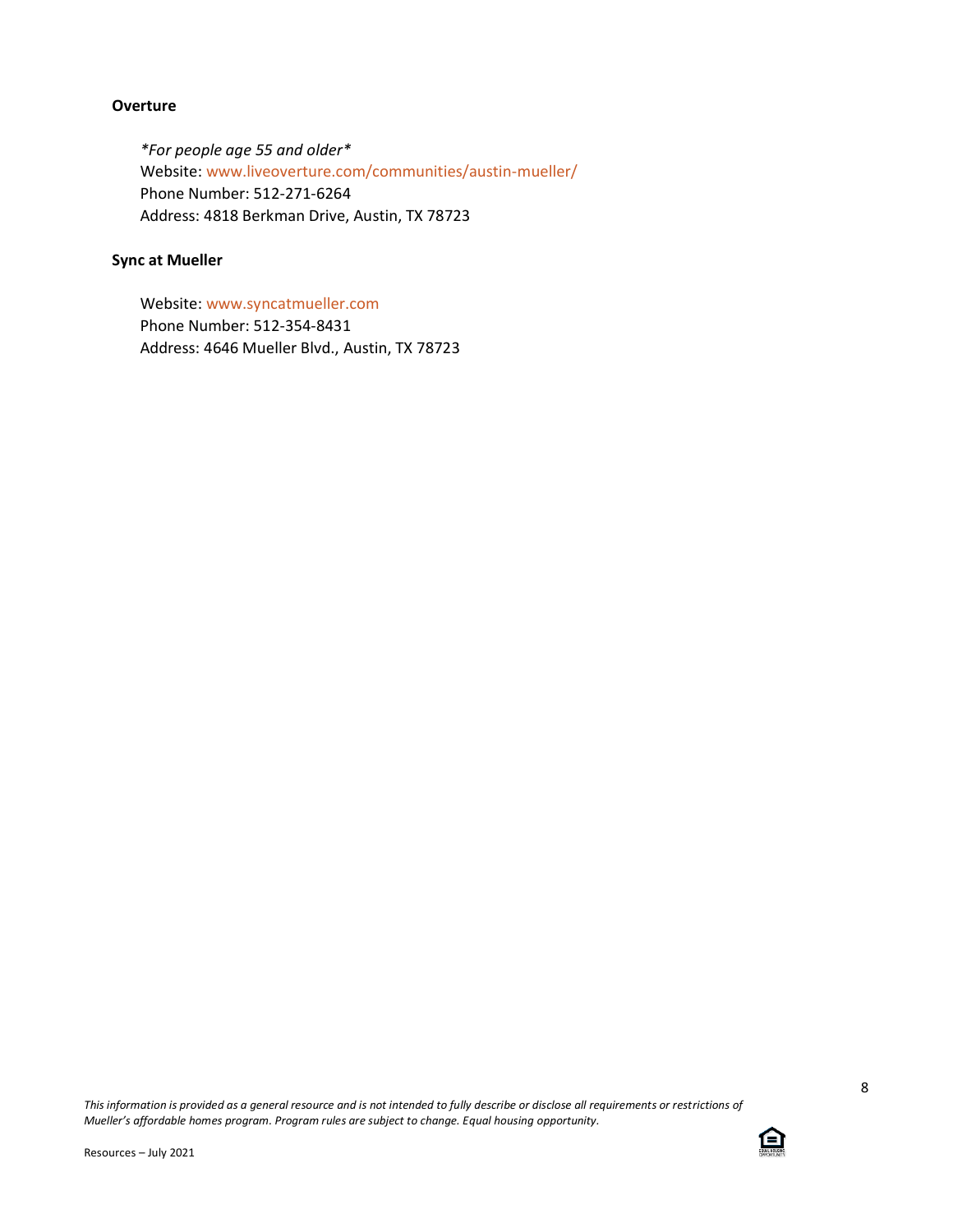**Overture**

*\*For people age 55 and older\**
Website: www.liveoverture.com/communities/austin-mueller/
Phone Number: 512-271-6264
Address: 4818 Berkman Drive, Austin, TX 78723

**Sync at Mueller**

Website: www.syncatmueller.com
Phone Number: 512-354-8431
Address: 4646 Mueller Blvd., Austin, TX 78723

*This information is provided as a general resource and is not intended to fully describe or disclose all requirements or restrictions of Mueller's affordable homes program. Program rules are subject to change. Equal housing opportunity.*

Resources – July 2021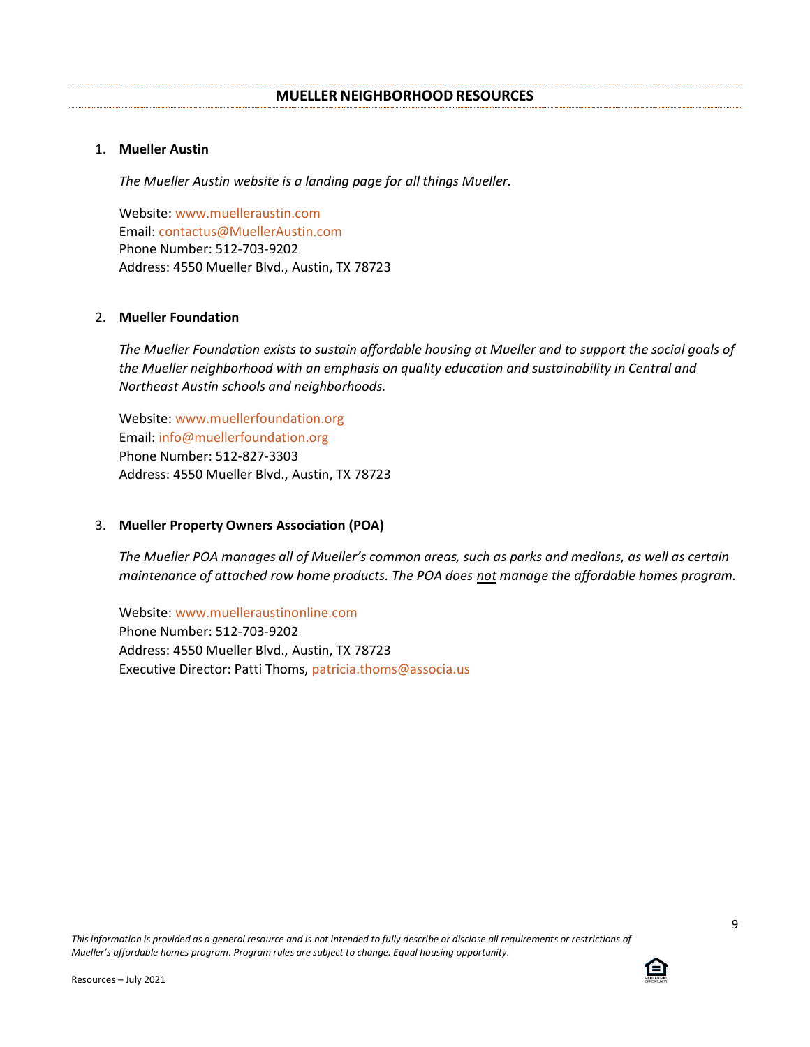## MUELLER NEIGHBORHOOD RESOURCES

1. **Mueller Austin**

   *The Mueller Austin website is a landing page for all things Mueller.*

   Website: www.muelleraustin.com
   Email: contactus@MuellerAustin.com
   Phone Number: 512-703-9202
   Address: 4550 Mueller Blvd., Austin, TX 78723

2. **Mueller Foundation**

   *The Mueller Foundation exists to sustain affordable housing at Mueller and to support the social goals of the Mueller neighborhood with an emphasis on quality education and sustainability in Central and Northeast Austin schools and neighborhoods.*

   Website: www.muellerfoundation.org
   Email: info@muellerfoundation.org
   Phone Number: 512-827-3303
   Address: 4550 Mueller Blvd., Austin, TX 78723

3. **Mueller Property Owners Association (POA)**

   *The Mueller POA manages all of Mueller's common areas, such as parks and medians, as well as certain maintenance of attached row home products. The POA does <u>not</u> manage the affordable homes program.*

   Website: www.muelleraustinonline.com
   Phone Number: 512-703-9202
   Address: 4550 Mueller Blvd., Austin, TX 78723
   Executive Director: Patti Thoms, patricia.thoms@associa.us

*This information is provided as a general resource and is not intended to fully describe or disclose all requirements or restrictions of Mueller's affordable homes program. Program rules are subject to change. Equal housing opportunity.*

Resources – July 2021